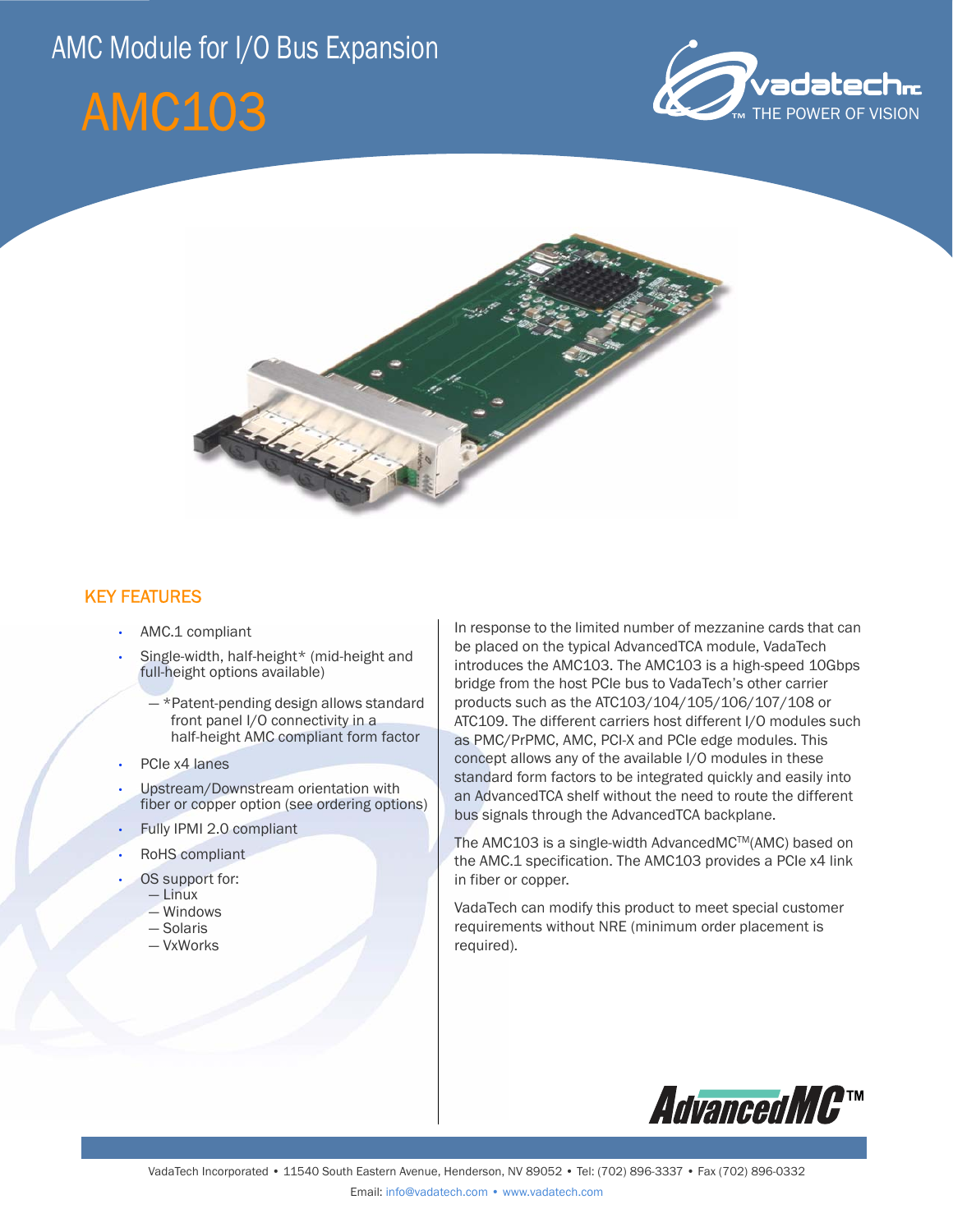# AMC Module for I/O Bus Expansion

# AMC103

## KEY FEATURES

- AMC.1 compliant
- Single-width, half-height* (mid-height and full-height options available)
  - *Patent-pending design allows standard front panel I/O connectivity in a half-height AMC compliant form factor
- PCIe x4 lanes
- Upstream/Downstream orientation with fiber or copper option (see ordering options)
- Fully IPMI 2.0 compliant
- RoHS compliant
- OS support for:
  - Linux
  - Windows
  - Solaris
  - VxWorks

In response to the limited number of mezzanine cards that can be placed on the typical AdvancedTCA module, VadaTech introduces the AMC103. The AMC103 is a high-speed 10Gbps bridge from the host PCIe bus to VadaTech's other carrier products such as the ATC103/104/105/106/107/108 or ATC109. The different carriers host different I/O modules such as PMC/PrPMC, AMC, PCI-X and PCIe edge modules. This concept allows any of the available I/O modules in these standard form factors to be integrated quickly and easily into an AdvancedTCA shelf without the need to route the different bus signals through the AdvancedTCA backplane.

The AMC103 is a single-width AdvancedMC™(AMC) based on the AMC.1 specification. The AMC103 provides a PCIe x4 link in fiber or copper.

VadaTech can modify this product to meet special customer requirements without NRE (minimum order placement is required).

VadaTech Incorporated • 11540 South Eastern Avenue, Henderson, NV 89052 • Tel: (702) 896-3337 • Fax (702) 896-0332

Email: info@vadatech.com • www.vadatech.com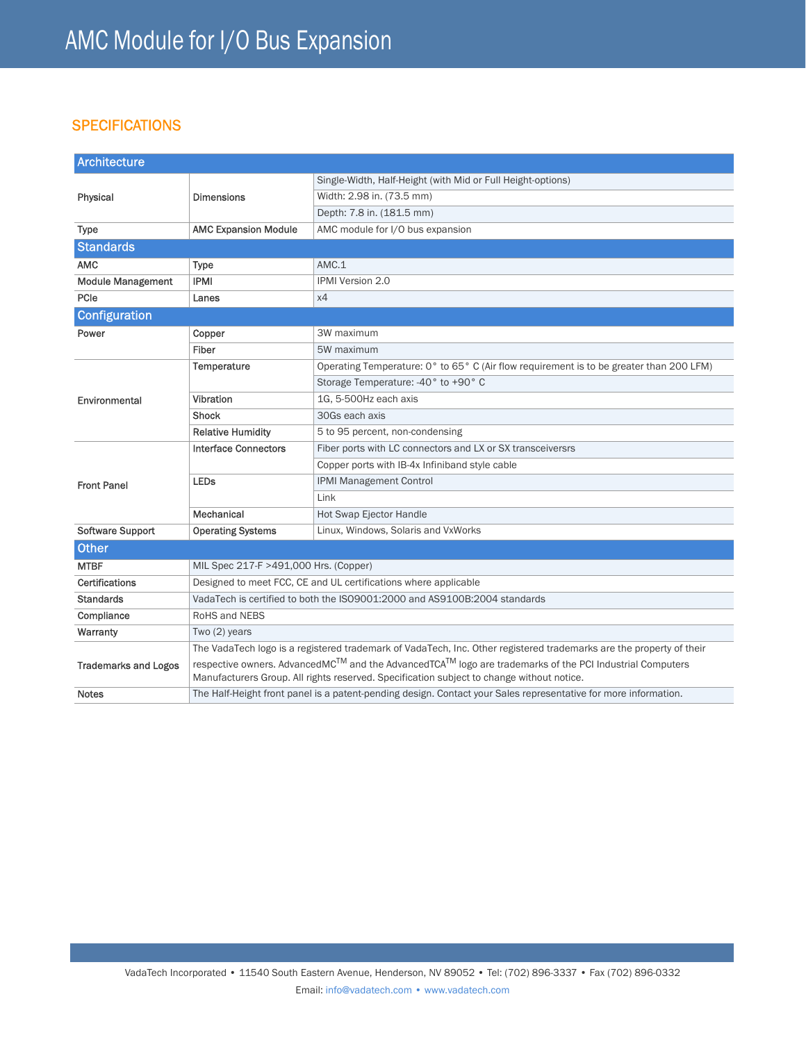# AMC Module for I/O Bus Expansion

## SPECIFICATIONS

| Architecture | | |
|---|---|---|
| Physical | Dimensions | Single-Width, Half-Height (with Mid or Full Height-options) |
| | | Width: 2.98 in. (73.5 mm) |
| | | Depth: 7.8 in. (181.5 mm) |
| Type | AMC Expansion Module | AMC module for I/O bus expansion |
| **Standards** | | |
| AMC | Type | AMC.1 |
| Module Management | IPMI | IPMI Version 2.0 |
| PCIe | Lanes | x4 |
| **Configuration** | | |
| Power | Copper | 3W maximum |
| | Fiber | 5W maximum |
| Environmental | Temperature | Operating Temperature: 0° to 65° C (Air flow requirement is to be greater than 200 LFM) |
| | | Storage Temperature: -40° to +90° C |
| | Vibration | 1G, 5-500Hz each axis |
| | Shock | 30Gs each axis |
| | Relative Humidity | 5 to 95 percent, non-condensing |
| Front Panel | Interface Connectors | Fiber ports with LC connectors and LX or SX transceiversrs |
| | | Copper ports with IB-4x Infiniband style cable |
| | LEDs | IPMI Management Control |
| | | Link |
| | Mechanical | Hot Swap Ejector Handle |
| Software Support | Operating Systems | Linux, Windows, Solaris and VxWorks |
| **Other** | | |
| MTBF | MIL Spec 217-F >491,000 Hrs. (Copper) | |
| Certifications | Designed to meet FCC, CE and UL certifications where applicable | |
| Standards | VadaTech is certified to both the ISO9001:2000 and AS9100B:2004 standards | |
| Compliance | RoHS and NEBS | |
| Warranty | Two (2) years | |
| Trademarks and Logos | The VadaTech logo is a registered trademark of VadaTech, Inc. Other registered trademarks are the property of their respective owners. AdvancedMC™ and the AdvancedTCA™ logo are trademarks of the PCI Industrial Computers Manufacturers Group. All rights reserved. Specification subject to change without notice. | |
| Notes | The Half-Height front panel is a patent-pending design. Contact your Sales representative for more information. | |

VadaTech Incorporated • 11540 South Eastern Avenue, Henderson, NV 89052 • Tel: (702) 896-3337 • Fax (702) 896-0332

Email: info@vadatech.com • www.vadatech.com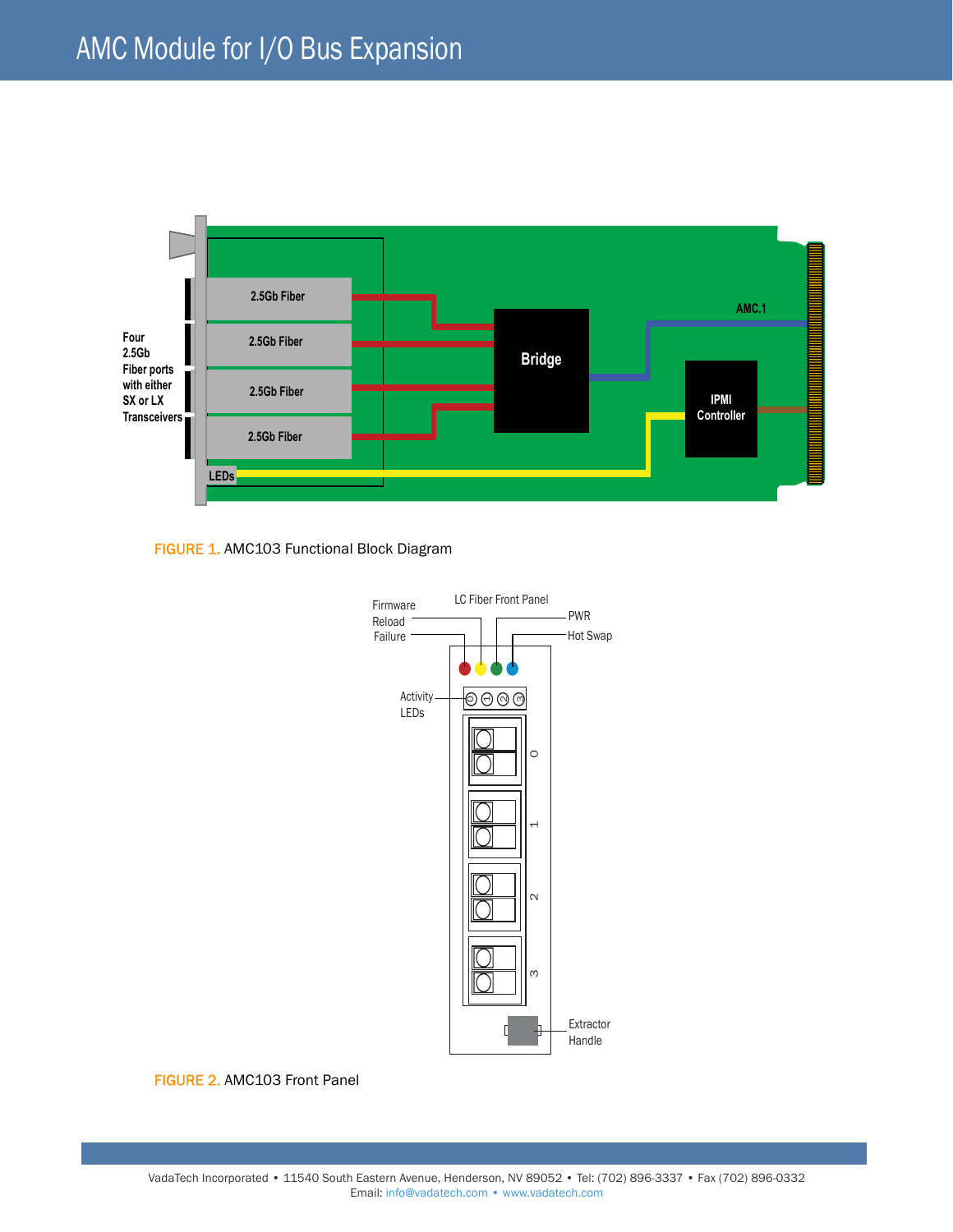# AMC Module for I/O Bus Expansion

Four 2.5Gb Fiber ports with either SX or LX Transceivers

2.5Gb Fiber

2.5Gb Fiber

2.5Gb Fiber

2.5Gb Fiber

LEDs

Bridge

AMC.1

IPMI Controller

FIGURE 1. AMC103 Functional Block Diagram

LC Fiber Front Panel

Firmware Reload Failure

PWR

Hot Swap

Activity LEDs

0

1

2

3

Extractor Handle

FIGURE 2. AMC103 Front Panel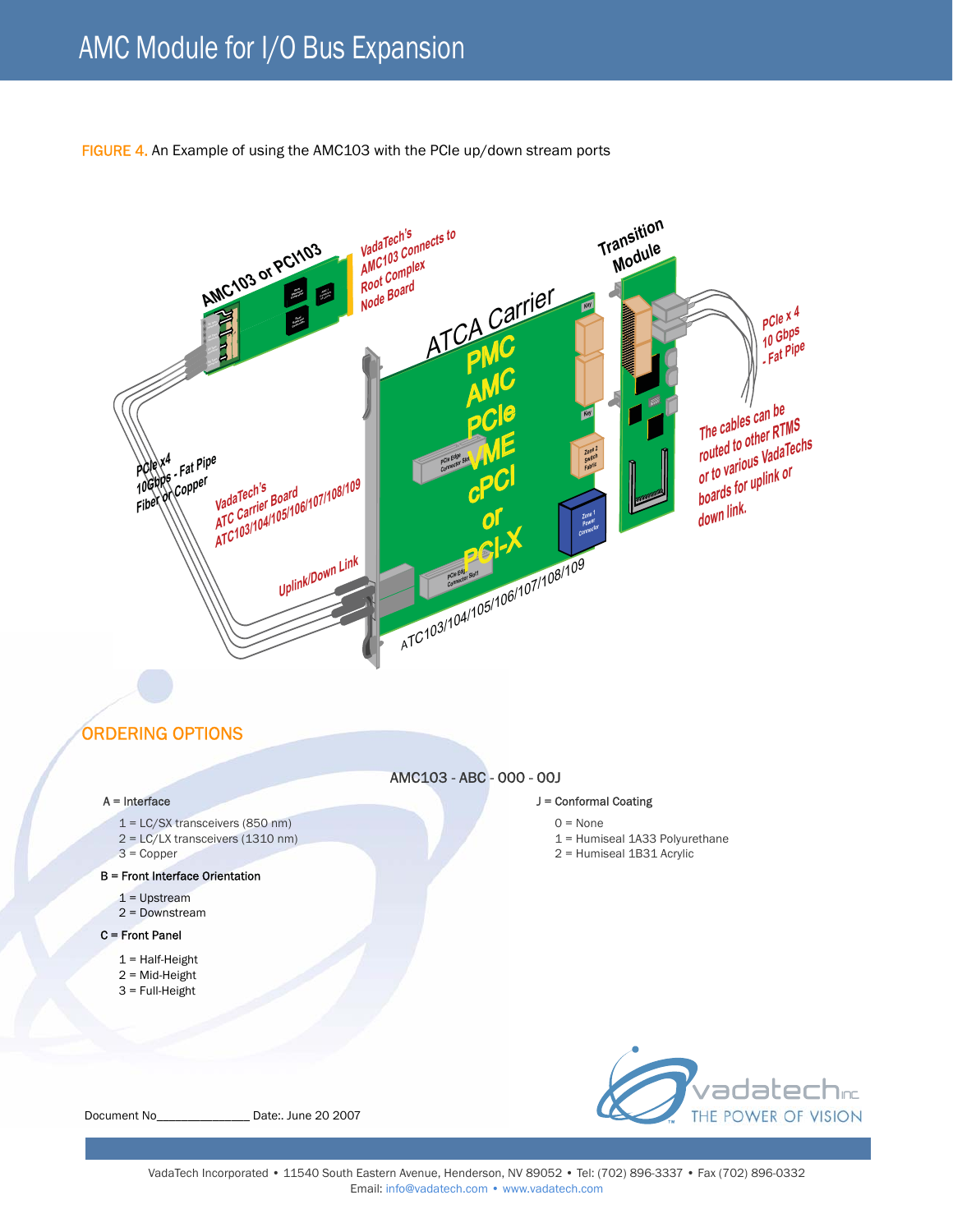# AMC Module for I/O Bus Expansion

FIGURE 4. An Example of using the AMC103 with the PCIe up/down stream ports

AMC103 or PCI103

VadaTech's AMC103 Connects to Root Complex Node Board

Transition Module

ATCA Carrier

PMC AMC PCIe VME cPCI or PCI-X

PCIe x 4 10 Gbps - Fat Pipe

The cables can be routed to other RTMS or to various VadaTechs boards for uplink or down link.

PCIe x4 10Gbps - Fat Pipe Fiber or Copper

VadaTech's ATC Carrier Board ATC103/104/105/106/107/108/109

Uplink/Down Link

ATC103/104/105/106/107/108/109

## ORDERING OPTIONS

AMC103 - ABC - 000 - 00J

A = Interface

- 1 = LC/SX transceivers (850 nm)
- 2 = LC/LX transceivers (1310 nm)
- 3 = Copper

B = Front Interface Orientation

- 1 = Upstream
- 2 = Downstream

C = Front Panel

- 1 = Half-Height
- 2 = Mid-Height
- 3 = Full-Height

J = Conformal Coating

- 0 = None
- 1 = Humiseal 1A33 Polyurethane
- 2 = Humiseal 1B31 Acrylic

Document No______________ Date:. June 20 2007

vadatech inc THE POWER OF VISION

VadaTech Incorporated • 11540 South Eastern Avenue, Henderson, NV 89052 • Tel: (702) 896-3337 • Fax (702) 896-0332
Email: info@vadatech.com • www.vadatech.com